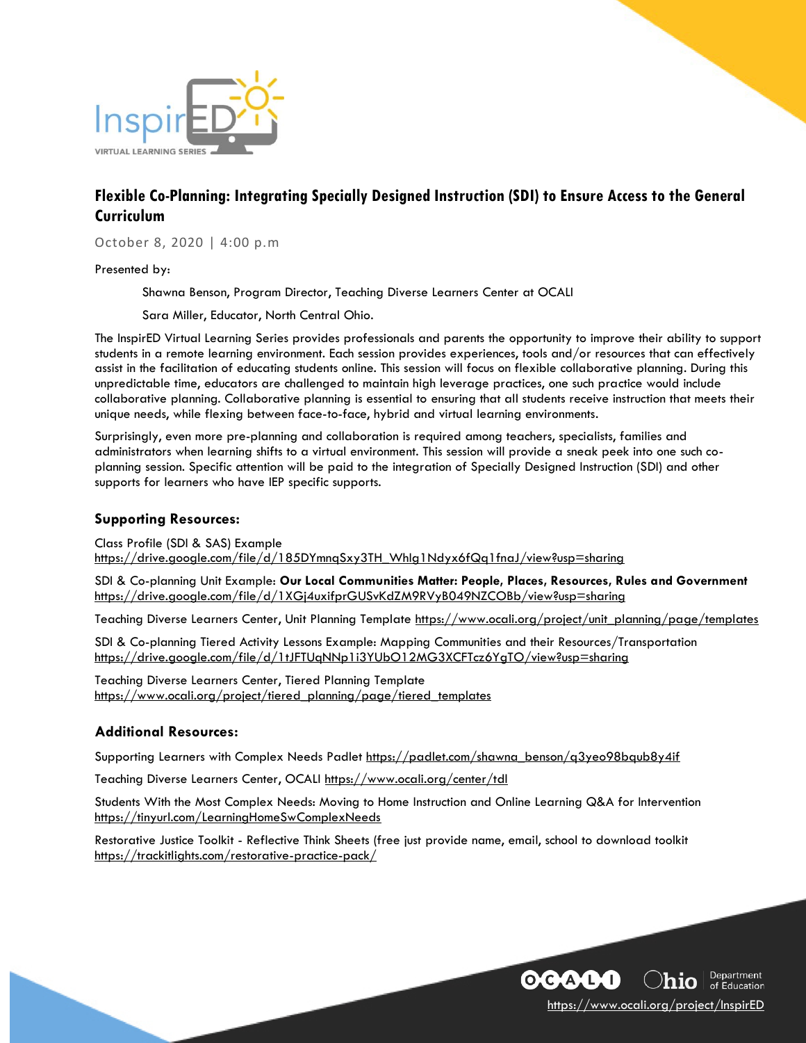InspirED

VIRTUAL LEARNING SERIES

## Flexible Co-Planning: Integrating Specially Designed Instruction (SDI) to Ensure Access to the General Curriculum

October 8, 2020 | 4:00 p.m

Presented by:

Shawna Benson, Program Director, Teaching Diverse Learners Center at OCALI

Sara Miller, Educator, North Central Ohio.

The InspirED Virtual Learning Series provides professionals and parents the opportunity to improve their ability to support students in a remote learning environment. Each session provides experiences, tools and/or resources that can effectively assist in the facilitation of educating students online. This session will focus on flexible collaborative planning. During this unpredictable time, educators are challenged to maintain high leverage practices, one such practice would include collaborative planning. Collaborative planning is essential to ensuring that all students receive instruction that meets their unique needs, while flexing between face-to-face, hybrid and virtual learning environments.

Surprisingly, even more pre-planning and collaboration is required among teachers, specialists, families and administrators when learning shifts to a virtual environment. This session will provide a sneak peek into one such co-planning session. Specific attention will be paid to the integration of Specially Designed Instruction (SDI) and other supports for learners who have IEP specific supports.

### Supporting Resources:

Class Profile (SDI & SAS) Example
https://drive.google.com/file/d/185DYmnqSxy3TH_Whlg1Ndyx6fQq1fnaJ/view?usp=sharing

SDI & Co-planning Unit Example: **Our Local Communities Matter: People, Places, Resources, Rules and Government**
https://drive.google.com/file/d/1XGj4uxifprGUSvKdZM9RVyB049NZCOBb/view?usp=sharing

Teaching Diverse Learners Center, Unit Planning Template https://www.ocali.org/project/unit_planning/page/templates

SDI & Co-planning Tiered Activity Lessons Example: Mapping Communities and their Resources/Transportation
https://drive.google.com/file/d/1tJFTUqNNp1i3YUbO12MG3XCFTcz6YgTO/view?usp=sharing

Teaching Diverse Learners Center, Tiered Planning Template
https://www.ocali.org/project/tiered_planning/page/tiered_templates

### Additional Resources:

Supporting Learners with Complex Needs Padlet https://padlet.com/shawna_benson/q3yeo98bqub8y4if

Teaching Diverse Learners Center, OCALI https://www.ocali.org/center/tdl

Students With the Most Complex Needs: Moving to Home Instruction and Online Learning Q&A for Intervention
https://tinyurl.com/LearningHomeSwComplexNeeds

Restorative Justice Toolkit - Reflective Think Sheets (free just provide name, email, school to download toolkit
https://trackitlights.com/restorative-practice-pack/

OCALI Ohio Department of Education

https://www.ocali.org/project/InspirED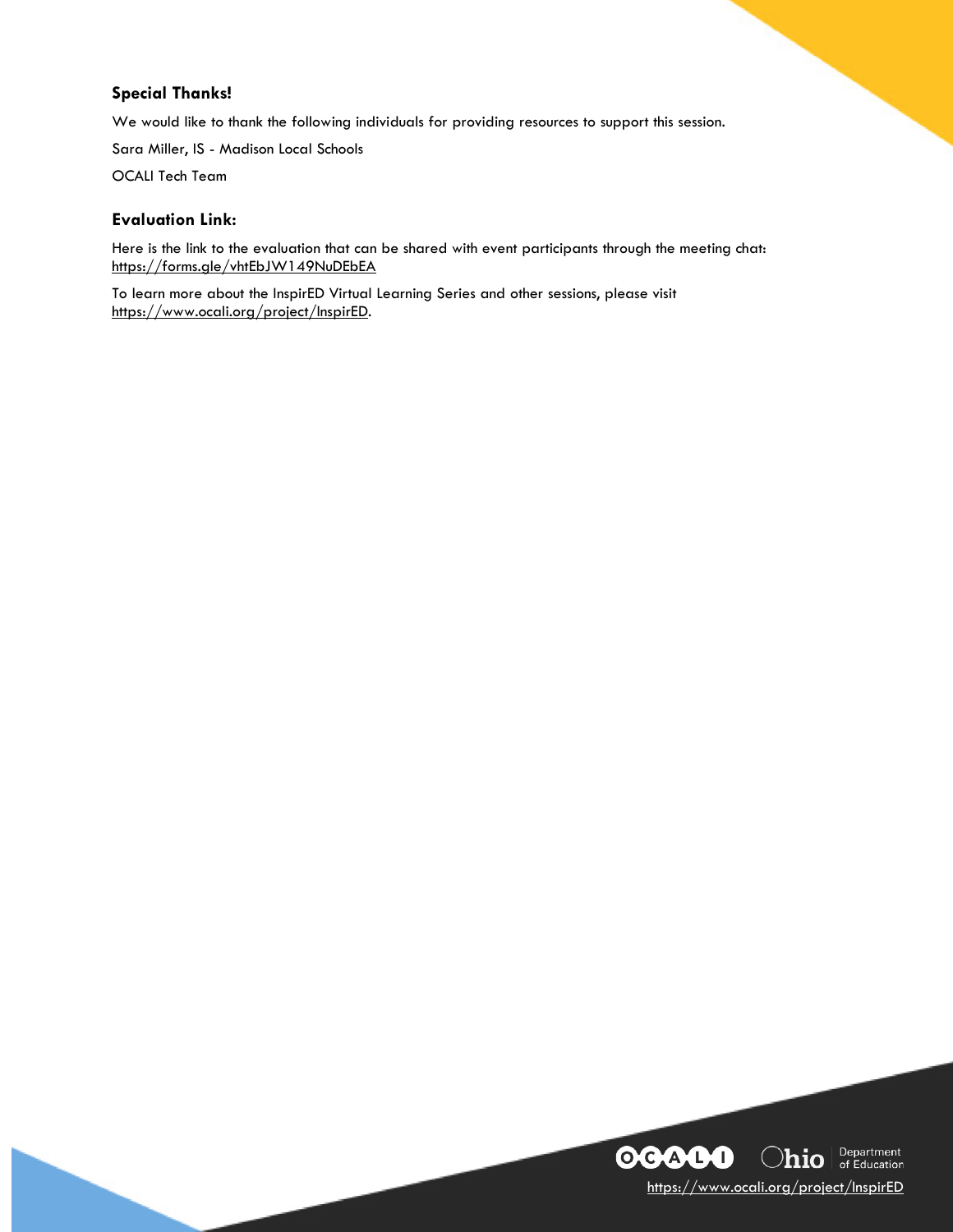### Special Thanks!

We would like to thank the following individuals for providing resources to support this session.

Sara Miller, IS - Madison Local Schools

OCALI Tech Team

### Evaluation Link:

Here is the link to the evaluation that can be shared with event participants through the meeting chat: https://forms.gle/vhtEbJW149NuDEbEA

To learn more about the InspirED Virtual Learning Series and other sessions, please visit https://www.ocali.org/project/InspirED.